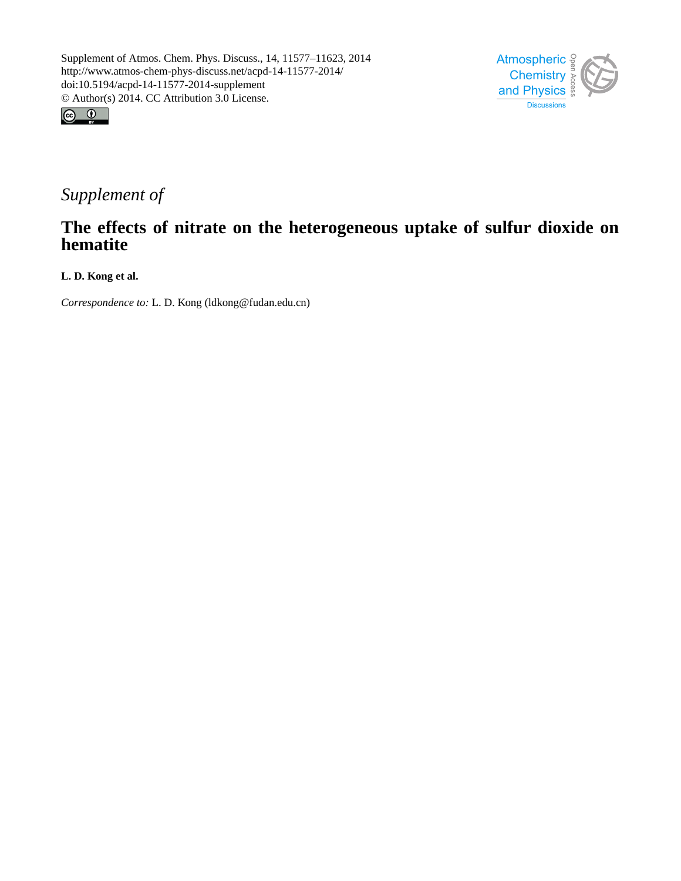Supplement of Atmos. Chem. Phys. Discuss., 14, 11577–11623, 2014
http://www.atmos-chem-phys-discuss.net/acpd-14-11577-2014/
doi:10.5194/acpd-14-11577-2014-supplement
© Author(s) 2014. CC Attribution 3.0 License.

*Supplement of*

# The effects of nitrate on the heterogeneous uptake of sulfur dioxide on hematite

**L. D. Kong et al.**

*Correspondence to:* L. D. Kong (ldkong@fudan.edu.cn)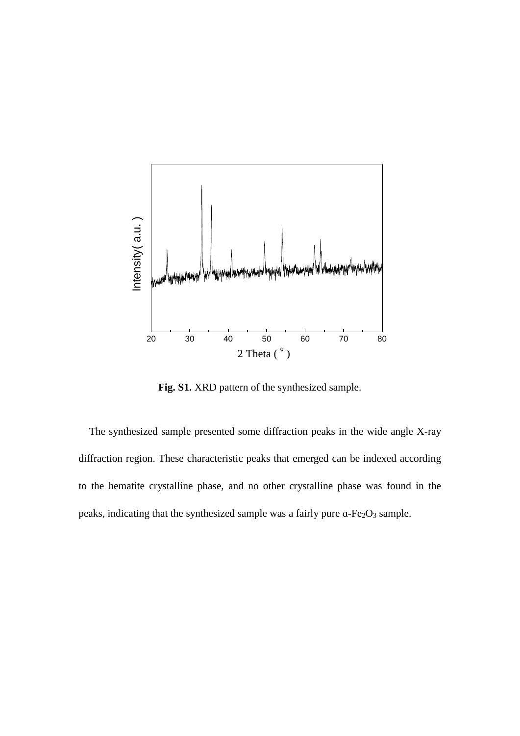**Fig. S1.** XRD pattern of the synthesized sample.

The synthesized sample presented some diffraction peaks in the wide angle X-ray diffraction region. These characteristic peaks that emerged can be indexed according to the hematite crystalline phase, and no other crystalline phase was found in the peaks, indicating that the synthesized sample was a fairly pure α-$Fe_2O_3$ sample.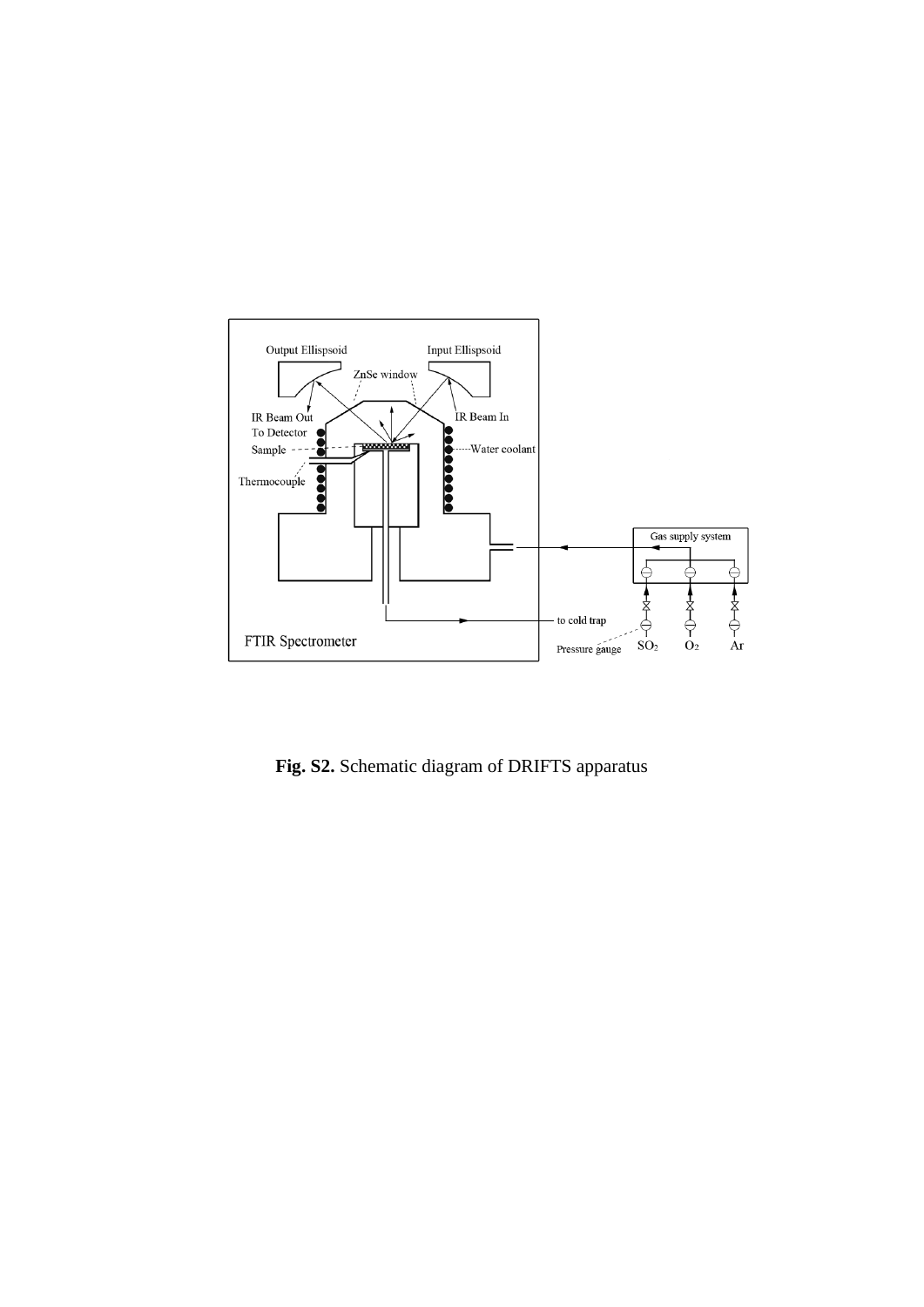**Fig. S2.** Schematic diagram of DRIFTS apparatus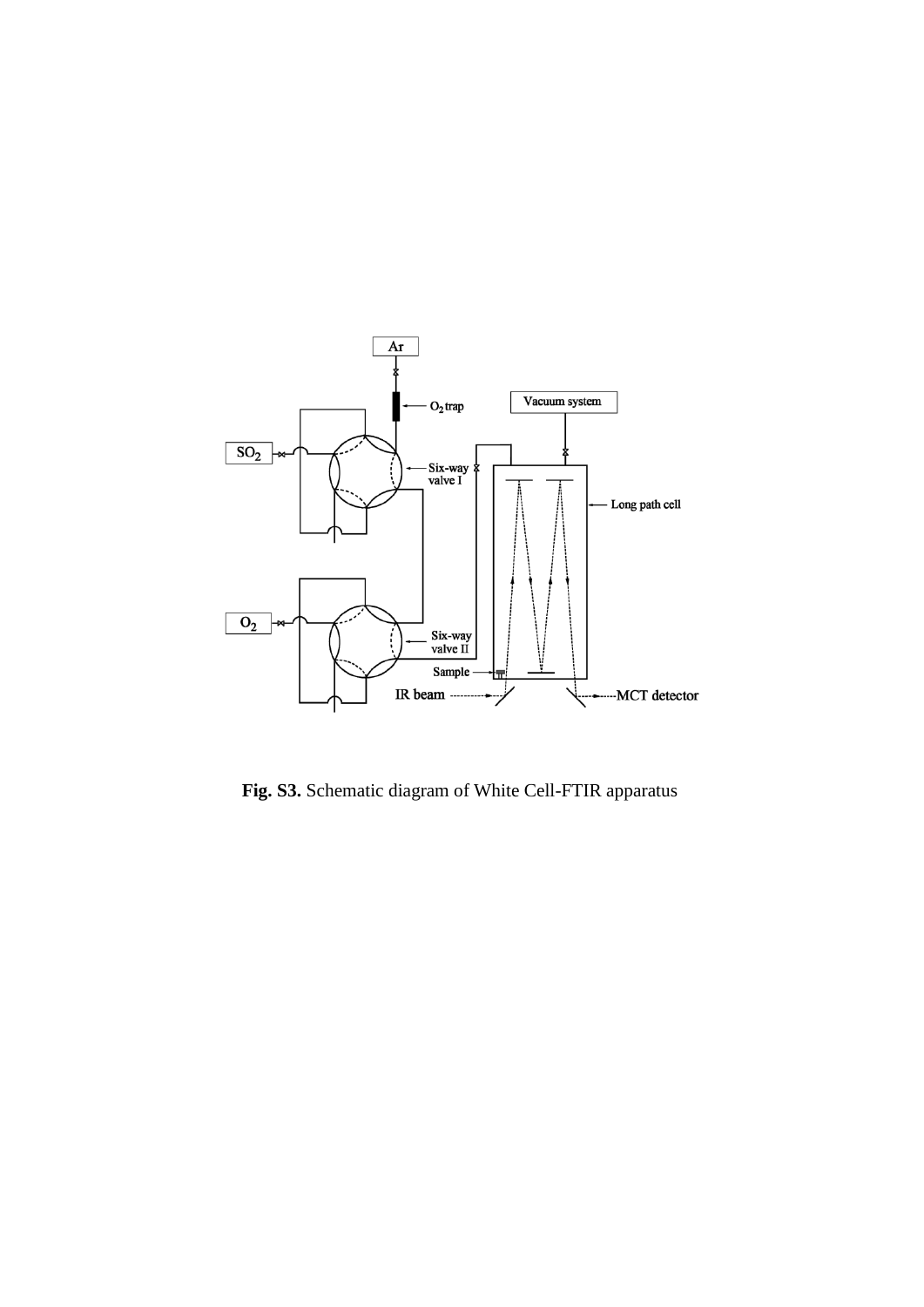**Fig. S3.** Schematic diagram of White Cell-FTIR apparatus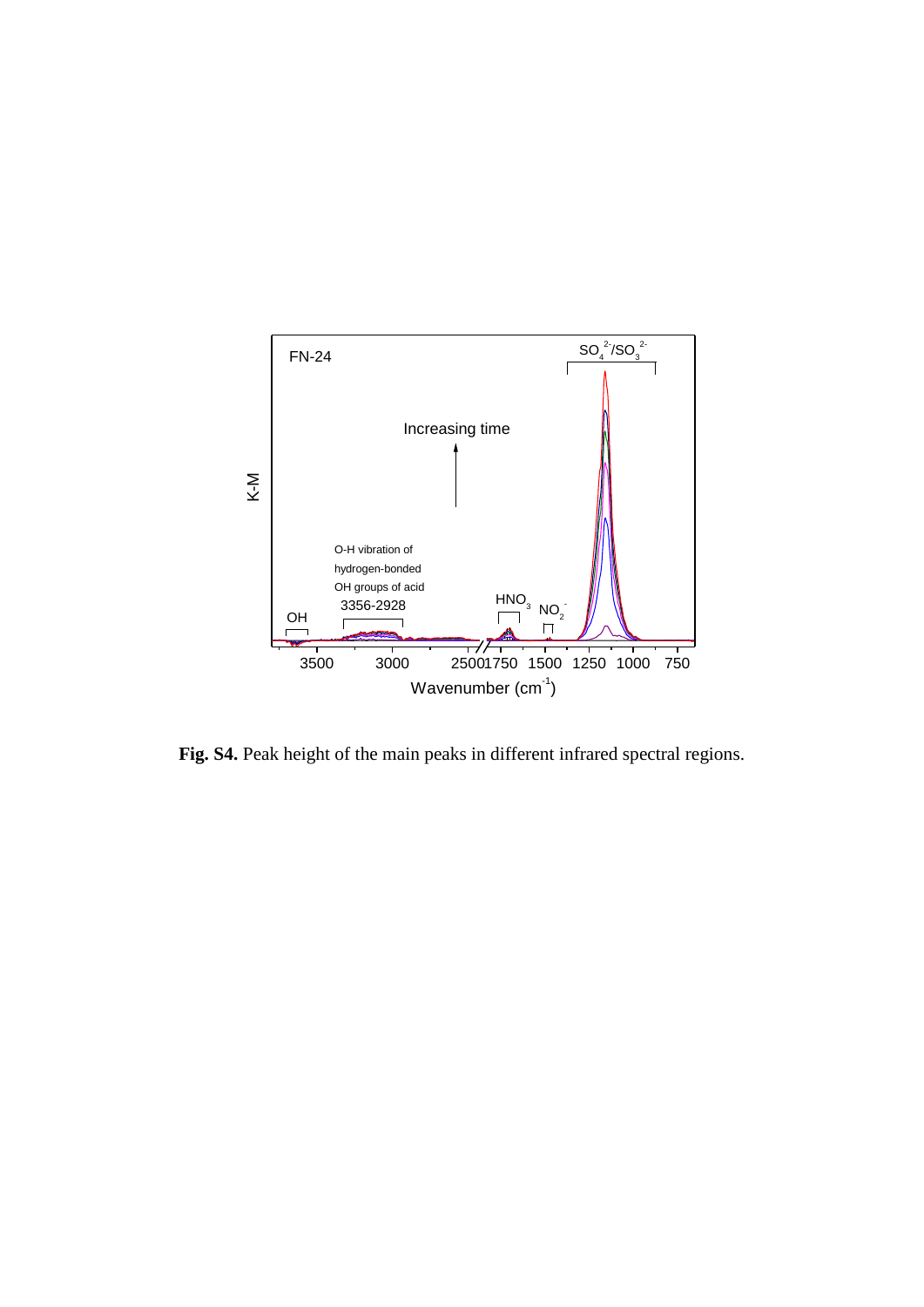**Fig. S4.** Peak height of the main peaks in different infrared spectral regions.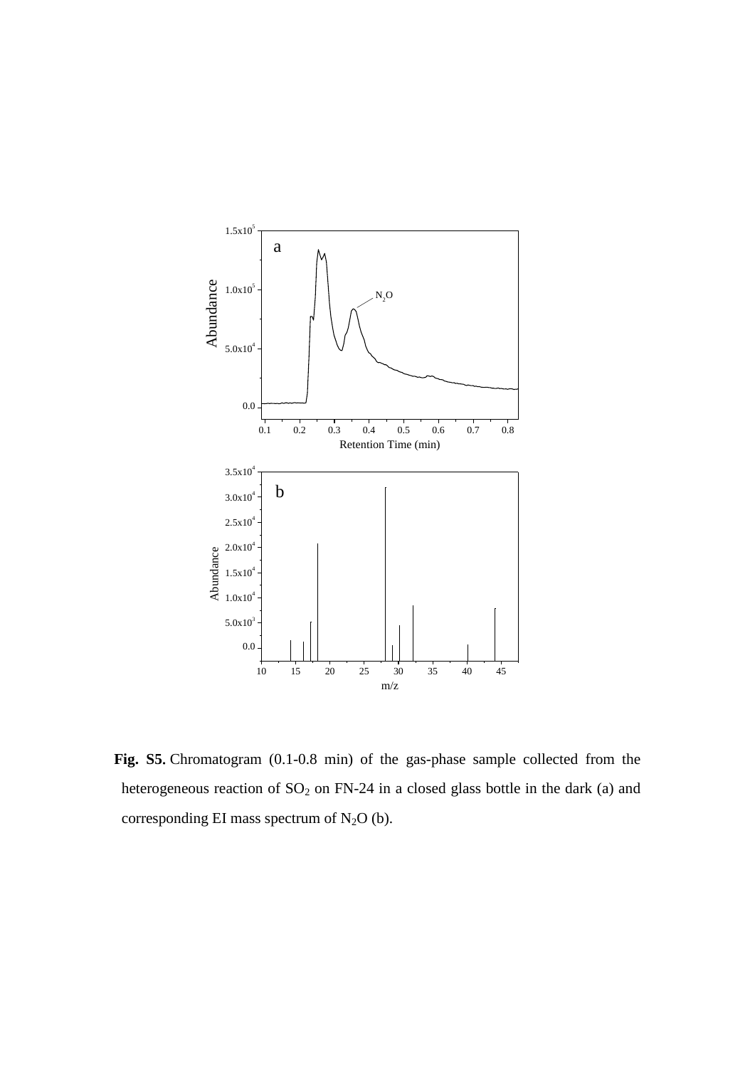a

Abundance

1.5x10^5

1.0x10^5

5.0x10^4

0.0

N₂O

0.1 0.2 0.3 0.4 0.5 0.6 0.7 0.8

Retention Time (min)

b

Abundance

3.5x10^4

3.0x10^4

2.5x10^4

2.0x10^4

1.5x10^4

1.0x10^4

5.0x10^3

0.0

10 15 20 25 30 35 40 45

m/z

**Fig. S5.** Chromatogram (0.1-0.8 min) of the gas-phase sample collected from the heterogeneous reaction of $SO_2$ on FN-24 in a closed glass bottle in the dark (a) and corresponding EI mass spectrum of $N_2O$ (b).